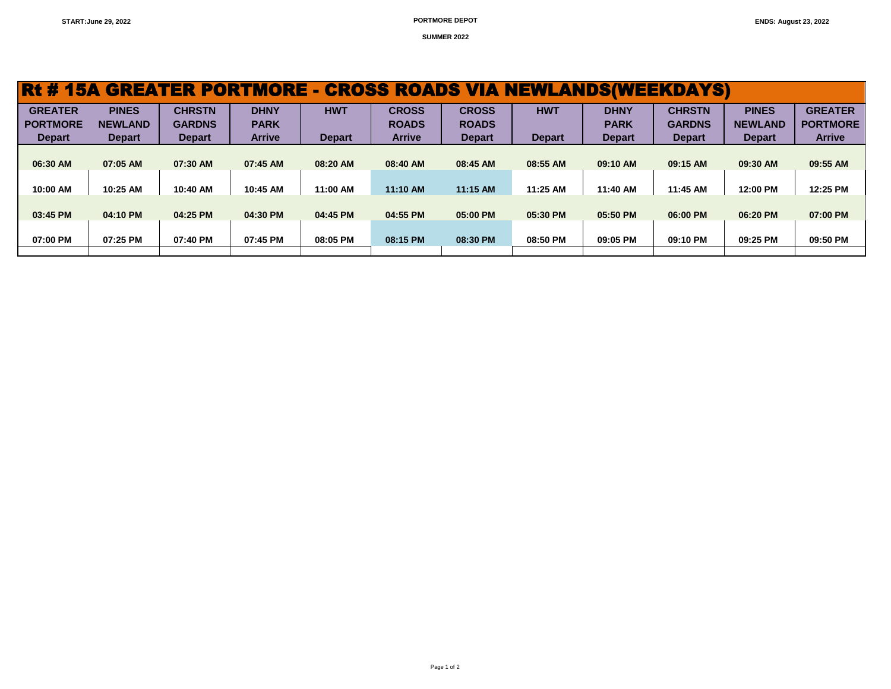START:June 29, 2022 | PORTMORE DEPOT | ENDS: August 23, 2022

SUMMER 2022

## Rt # 15A GREATER PORTMORE - CROSS ROADS VIA NEWLANDS(WEEKDAYS)

| GREATER PORTMORE Depart | PINES NEWLAND Depart | CHRSTN GARDNS Depart | DHNY PARK Arrive | HWT Depart | CROSS ROADS Arrive | CROSS ROADS Depart | HWT Depart | DHNY PARK Depart | CHRSTN GARDNS Depart | PINES NEWLAND Depart | GREATER PORTMORE Arrive |
|---|---|---|---|---|---|---|---|---|---|---|---|
| 06:30 AM | 07:05 AM | 07:30 AM | 07:45 AM | 08:20 AM | 08:40 AM | 08:45 AM | 08:55 AM | 09:10 AM | 09:15 AM | 09:30 AM | 09:55 AM |
| 10:00 AM | 10:25 AM | 10:40 AM | 10:45 AM | 11:00 AM | 11:10 AM | 11:15 AM | 11:25 AM | 11:40 AM | 11:45 AM | 12:00 PM | 12:25 PM |
| 03:45 PM | 04:10 PM | 04:25 PM | 04:30 PM | 04:45 PM | 04:55 PM | 05:00 PM | 05:30 PM | 05:50 PM | 06:00 PM | 06:20 PM | 07:00 PM |
| 07:00 PM | 07:25 PM | 07:40 PM | 07:45 PM | 08:05 PM | 08:15 PM | 08:30 PM | 08:50 PM | 09:05 PM | 09:10 PM | 09:25 PM | 09:50 PM |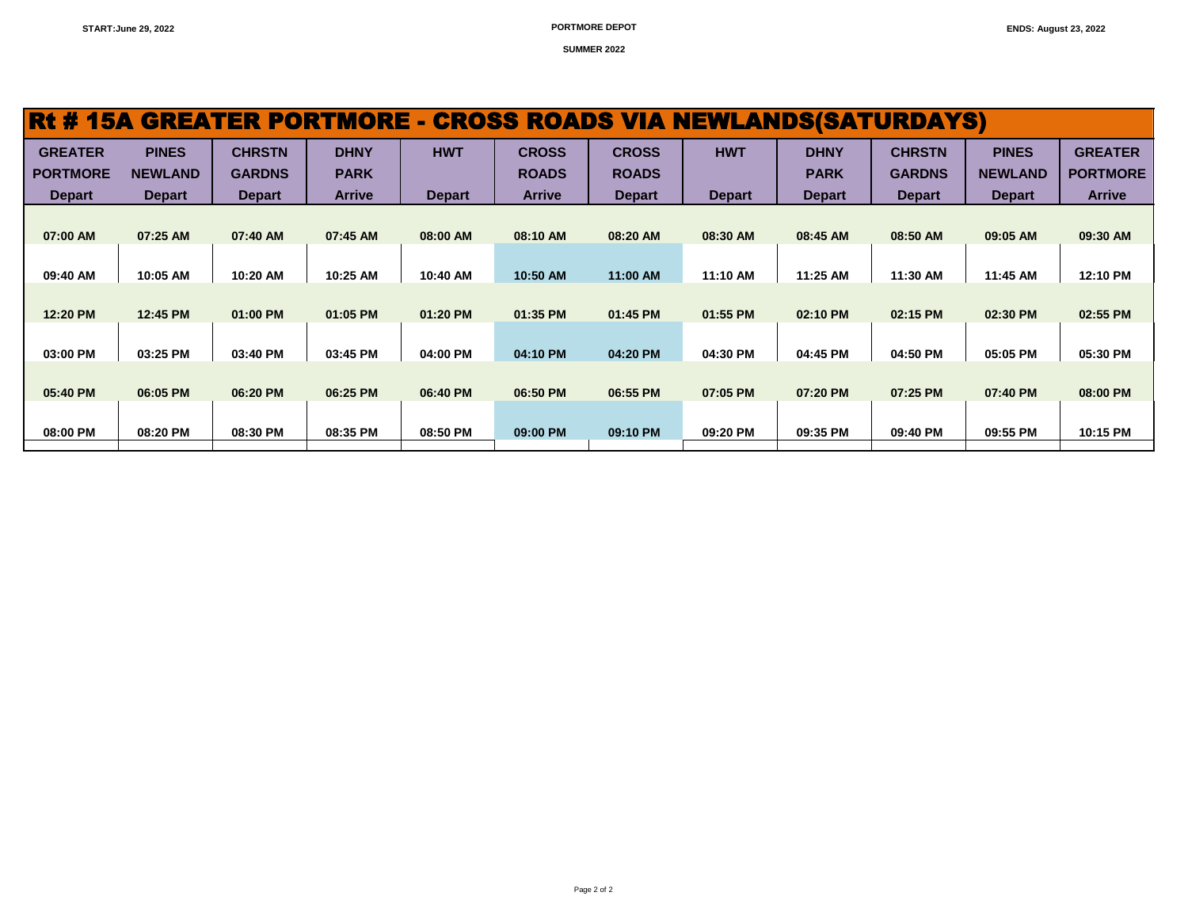START:June 29, 2022 PORTMORE DEPOT ENDS: August 23, 2022

SUMMER 2022

## Rt # 15A GREATER PORTMORE - CROSS ROADS VIA NEWLANDS(SATURDAYS)

| GREATER PORTMORE Depart | PINES NEWLAND Depart | CHRSTN GARDNS Depart | DHNY PARK Arrive | HWT Depart | CROSS ROADS Arrive | CROSS ROADS Depart | HWT Depart | DHNY PARK Depart | CHRSTN GARDNS Depart | PINES NEWLAND Depart | GREATER PORTMORE Arrive |
|---|---|---|---|---|---|---|---|---|---|---|---|
| 07:00 AM | 07:25 AM | 07:40 AM | 07:45 AM | 08:00 AM | 08:10 AM | 08:20 AM | 08:30 AM | 08:45 AM | 08:50 AM | 09:05 AM | 09:30 AM |
| 09:40 AM | 10:05 AM | 10:20 AM | 10:25 AM | 10:40 AM | 10:50 AM | 11:00 AM | 11:10 AM | 11:25 AM | 11:30 AM | 11:45 AM | 12:10 PM |
| 12:20 PM | 12:45 PM | 01:00 PM | 01:05 PM | 01:20 PM | 01:35 PM | 01:45 PM | 01:55 PM | 02:10 PM | 02:15 PM | 02:30 PM | 02:55 PM |
| 03:00 PM | 03:25 PM | 03:40 PM | 03:45 PM | 04:00 PM | 04:10 PM | 04:20 PM | 04:30 PM | 04:45 PM | 04:50 PM | 05:05 PM | 05:30 PM |
| 05:40 PM | 06:05 PM | 06:20 PM | 06:25 PM | 06:40 PM | 06:50 PM | 06:55 PM | 07:05 PM | 07:20 PM | 07:25 PM | 07:40 PM | 08:00 PM |
| 08:00 PM | 08:20 PM | 08:30 PM | 08:35 PM | 08:50 PM | 09:00 PM | 09:10 PM | 09:20 PM | 09:35 PM | 09:40 PM | 09:55 PM | 10:15 PM |